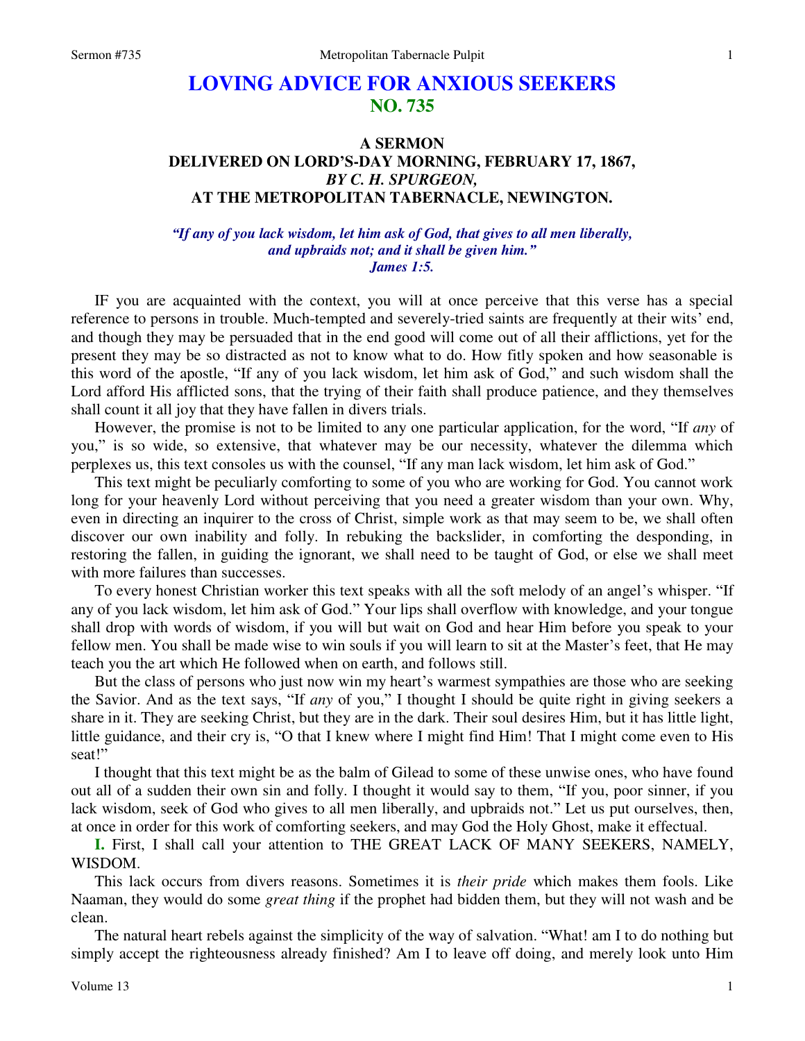# LOVING ADVICE FOR ANXIOUS SEEKERS
## NO. 735

### A SERMON
### DELIVERED ON LORD'S-DAY MORNING, FEBRUARY 17, 1867,
### *BY C. H. SPURGEON,*
### AT THE METROPOLITAN TABERNACLE, NEWINGTON.

*"If any of you lack wisdom, let him ask of God, that gives to all men liberally, and upbraids not; and it shall be given him."*
*James 1:5.*

IF you are acquainted with the context, you will at once perceive that this verse has a special reference to persons in trouble. Much-tempted and severely-tried saints are frequently at their wits' end, and though they may be persuaded that in the end good will come out of all their afflictions, yet for the present they may be so distracted as not to know what to do. How fitly spoken and how seasonable is this word of the apostle, "If any of you lack wisdom, let him ask of God," and such wisdom shall the Lord afford His afflicted sons, that the trying of their faith shall produce patience, and they themselves shall count it all joy that they have fallen in divers trials.

However, the promise is not to be limited to any one particular application, for the word, "If *any* of you," is so wide, so extensive, that whatever may be our necessity, whatever the dilemma which perplexes us, this text consoles us with the counsel, "If any man lack wisdom, let him ask of God."

This text might be peculiarly comforting to some of you who are working for God. You cannot work long for your heavenly Lord without perceiving that you need a greater wisdom than your own. Why, even in directing an inquirer to the cross of Christ, simple work as that may seem to be, we shall often discover our own inability and folly. In rebuking the backslider, in comforting the desponding, in restoring the fallen, in guiding the ignorant, we shall need to be taught of God, or else we shall meet with more failures than successes.

To every honest Christian worker this text speaks with all the soft melody of an angel's whisper. "If any of you lack wisdom, let him ask of God." Your lips shall overflow with knowledge, and your tongue shall drop with words of wisdom, if you will but wait on God and hear Him before you speak to your fellow men. You shall be made wise to win souls if you will learn to sit at the Master's feet, that He may teach you the art which He followed when on earth, and follows still.

But the class of persons who just now win my heart's warmest sympathies are those who are seeking the Savior. And as the text says, "If *any* of you," I thought I should be quite right in giving seekers a share in it. They are seeking Christ, but they are in the dark. Their soul desires Him, but it has little light, little guidance, and their cry is, "O that I knew where I might find Him! That I might come even to His seat!"

I thought that this text might be as the balm of Gilead to some of these unwise ones, who have found out all of a sudden their own sin and folly. I thought it would say to them, "If you, poor sinner, if you lack wisdom, seek of God who gives to all men liberally, and upbraids not." Let us put ourselves, then, at once in order for this work of comforting seekers, and may God the Holy Ghost, make it effectual.

**I.** First, I shall call your attention to THE GREAT LACK OF MANY SEEKERS, NAMELY, WISDOM.

This lack occurs from divers reasons. Sometimes it is *their pride* which makes them fools. Like Naaman, they would do some *great thing* if the prophet had bidden them, but they will not wash and be clean.

The natural heart rebels against the simplicity of the way of salvation. "What! am I to do nothing but simply accept the righteousness already finished? Am I to leave off doing, and merely look unto Him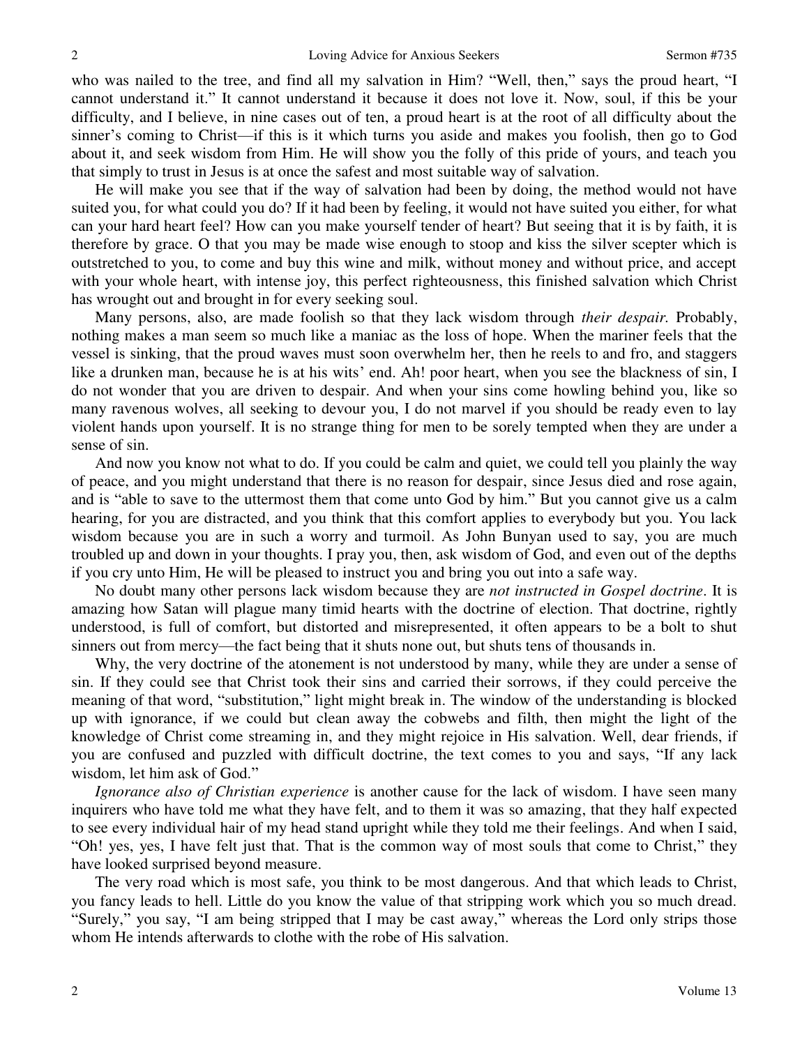who was nailed to the tree, and find all my salvation in Him? "Well, then," says the proud heart, "I cannot understand it." It cannot understand it because it does not love it. Now, soul, if this be your difficulty, and I believe, in nine cases out of ten, a proud heart is at the root of all difficulty about the sinner's coming to Christ—if this is it which turns you aside and makes you foolish, then go to God about it, and seek wisdom from Him. He will show you the folly of this pride of yours, and teach you that simply to trust in Jesus is at once the safest and most suitable way of salvation.

He will make you see that if the way of salvation had been by doing, the method would not have suited you, for what could you do? If it had been by feeling, it would not have suited you either, for what can your hard heart feel? How can you make yourself tender of heart? But seeing that it is by faith, it is therefore by grace. O that you may be made wise enough to stoop and kiss the silver scepter which is outstretched to you, to come and buy this wine and milk, without money and without price, and accept with your whole heart, with intense joy, this perfect righteousness, this finished salvation which Christ has wrought out and brought in for every seeking soul.

Many persons, also, are made foolish so that they lack wisdom through *their despair.* Probably, nothing makes a man seem so much like a maniac as the loss of hope. When the mariner feels that the vessel is sinking, that the proud waves must soon overwhelm her, then he reels to and fro, and staggers like a drunken man, because he is at his wits' end. Ah! poor heart, when you see the blackness of sin, I do not wonder that you are driven to despair. And when your sins come howling behind you, like so many ravenous wolves, all seeking to devour you, I do not marvel if you should be ready even to lay violent hands upon yourself. It is no strange thing for men to be sorely tempted when they are under a sense of sin.

And now you know not what to do. If you could be calm and quiet, we could tell you plainly the way of peace, and you might understand that there is no reason for despair, since Jesus died and rose again, and is "able to save to the uttermost them that come unto God by him." But you cannot give us a calm hearing, for you are distracted, and you think that this comfort applies to everybody but you. You lack wisdom because you are in such a worry and turmoil. As John Bunyan used to say, you are much troubled up and down in your thoughts. I pray you, then, ask wisdom of God, and even out of the depths if you cry unto Him, He will be pleased to instruct you and bring you out into a safe way.

No doubt many other persons lack wisdom because they are *not instructed in Gospel doctrine*. It is amazing how Satan will plague many timid hearts with the doctrine of election. That doctrine, rightly understood, is full of comfort, but distorted and misrepresented, it often appears to be a bolt to shut sinners out from mercy—the fact being that it shuts none out, but shuts tens of thousands in.

Why, the very doctrine of the atonement is not understood by many, while they are under a sense of sin. If they could see that Christ took their sins and carried their sorrows, if they could perceive the meaning of that word, "substitution," light might break in. The window of the understanding is blocked up with ignorance, if we could but clean away the cobwebs and filth, then might the light of the knowledge of Christ come streaming in, and they might rejoice in His salvation. Well, dear friends, if you are confused and puzzled with difficult doctrine, the text comes to you and says, "If any lack wisdom, let him ask of God."

*Ignorance also of Christian experience* is another cause for the lack of wisdom. I have seen many inquirers who have told me what they have felt, and to them it was so amazing, that they half expected to see every individual hair of my head stand upright while they told me their feelings. And when I said, "Oh! yes, yes, I have felt just that. That is the common way of most souls that come to Christ," they have looked surprised beyond measure.

The very road which is most safe, you think to be most dangerous. And that which leads to Christ, you fancy leads to hell. Little do you know the value of that stripping work which you so much dread. "Surely," you say, "I am being stripped that I may be cast away," whereas the Lord only strips those whom He intends afterwards to clothe with the robe of His salvation.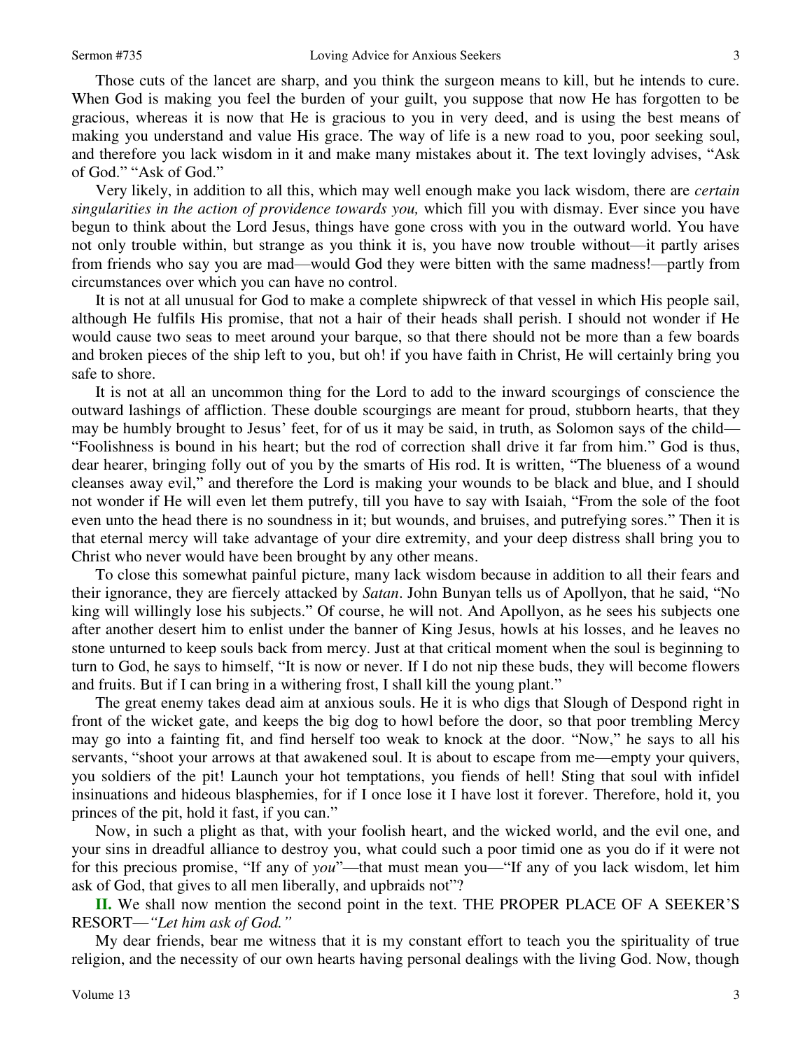Those cuts of the lancet are sharp, and you think the surgeon means to kill, but he intends to cure. When God is making you feel the burden of your guilt, you suppose that now He has forgotten to be gracious, whereas it is now that He is gracious to you in very deed, and is using the best means of making you understand and value His grace. The way of life is a new road to you, poor seeking soul, and therefore you lack wisdom in it and make many mistakes about it. The text lovingly advises, "Ask of God." "Ask of God."

Very likely, in addition to all this, which may well enough make you lack wisdom, there are *certain singularities in the action of providence towards you,* which fill you with dismay. Ever since you have begun to think about the Lord Jesus, things have gone cross with you in the outward world. You have not only trouble within, but strange as you think it is, you have now trouble without—it partly arises from friends who say you are mad—would God they were bitten with the same madness!—partly from circumstances over which you can have no control.

It is not at all unusual for God to make a complete shipwreck of that vessel in which His people sail, although He fulfils His promise, that not a hair of their heads shall perish. I should not wonder if He would cause two seas to meet around your barque, so that there should not be more than a few boards and broken pieces of the ship left to you, but oh! if you have faith in Christ, He will certainly bring you safe to shore.

It is not at all an uncommon thing for the Lord to add to the inward scourgings of conscience the outward lashings of affliction. These double scourgings are meant for proud, stubborn hearts, that they may be humbly brought to Jesus' feet, for of us it may be said, in truth, as Solomon says of the child—"Foolishness is bound in his heart; but the rod of correction shall drive it far from him." God is thus, dear hearer, bringing folly out of you by the smarts of His rod. It is written, "The blueness of a wound cleanses away evil," and therefore the Lord is making your wounds to be black and blue, and I should not wonder if He will even let them putrefy, till you have to say with Isaiah, "From the sole of the foot even unto the head there is no soundness in it; but wounds, and bruises, and putrefying sores." Then it is that eternal mercy will take advantage of your dire extremity, and your deep distress shall bring you to Christ who never would have been brought by any other means.

To close this somewhat painful picture, many lack wisdom because in addition to all their fears and their ignorance, they are fiercely attacked by *Satan*. John Bunyan tells us of Apollyon, that he said, "No king will willingly lose his subjects." Of course, he will not. And Apollyon, as he sees his subjects one after another desert him to enlist under the banner of King Jesus, howls at his losses, and he leaves no stone unturned to keep souls back from mercy. Just at that critical moment when the soul is beginning to turn to God, he says to himself, "It is now or never. If I do not nip these buds, they will become flowers and fruits. But if I can bring in a withering frost, I shall kill the young plant."

The great enemy takes dead aim at anxious souls. He it is who digs that Slough of Despond right in front of the wicket gate, and keeps the big dog to howl before the door, so that poor trembling Mercy may go into a fainting fit, and find herself too weak to knock at the door. "Now," he says to all his servants, "shoot your arrows at that awakened soul. It is about to escape from me—empty your quivers, you soldiers of the pit! Launch your hot temptations, you fiends of hell! Sting that soul with infidel insinuations and hideous blasphemies, for if I once lose it I have lost it forever. Therefore, hold it, you princes of the pit, hold it fast, if you can."

Now, in such a plight as that, with your foolish heart, and the wicked world, and the evil one, and your sins in dreadful alliance to destroy you, what could such a poor timid one as you do if it were not for this precious promise, "If any of *you*"—that must mean you—"If any of you lack wisdom, let him ask of God, that gives to all men liberally, and upbraids not"?

**II.** We shall now mention the second point in the text. THE PROPER PLACE OF A SEEKER'S RESORT—*"Let him ask of God."*

My dear friends, bear me witness that it is my constant effort to teach you the spirituality of true religion, and the necessity of our own hearts having personal dealings with the living God. Now, though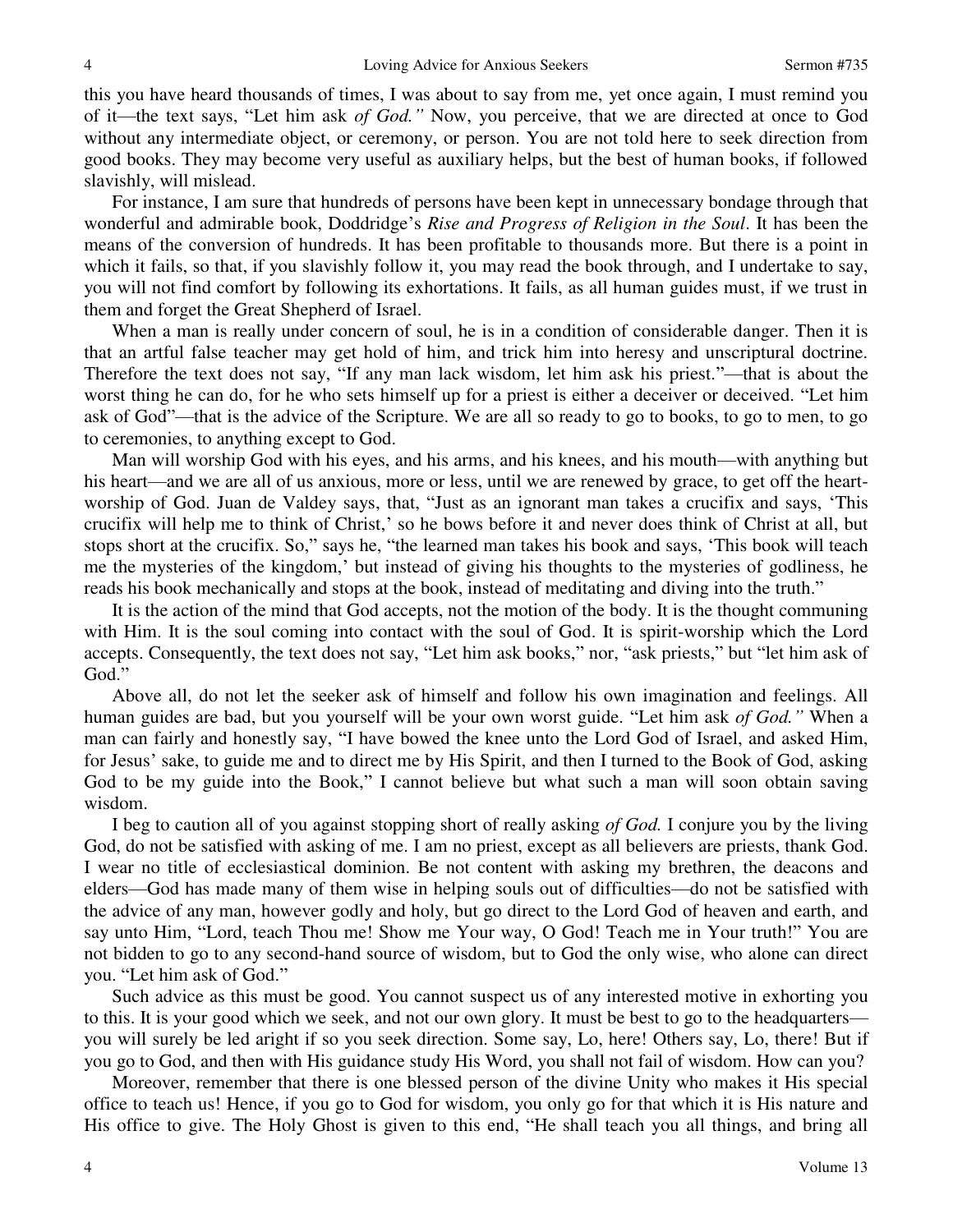this you have heard thousands of times, I was about to say from me, yet once again, I must remind you of it—the text says, "Let him ask *of God."* Now, you perceive, that we are directed at once to God without any intermediate object, or ceremony, or person. You are not told here to seek direction from good books. They may become very useful as auxiliary helps, but the best of human books, if followed slavishly, will mislead.

For instance, I am sure that hundreds of persons have been kept in unnecessary bondage through that wonderful and admirable book, Doddridge's *Rise and Progress of Religion in the Soul*. It has been the means of the conversion of hundreds. It has been profitable to thousands more. But there is a point in which it fails, so that, if you slavishly follow it, you may read the book through, and I undertake to say, you will not find comfort by following its exhortations. It fails, as all human guides must, if we trust in them and forget the Great Shepherd of Israel.

When a man is really under concern of soul, he is in a condition of considerable danger. Then it is that an artful false teacher may get hold of him, and trick him into heresy and unscriptural doctrine. Therefore the text does not say, "If any man lack wisdom, let him ask his priest."—that is about the worst thing he can do, for he who sets himself up for a priest is either a deceiver or deceived. "Let him ask of God"—that is the advice of the Scripture. We are all so ready to go to books, to go to men, to go to ceremonies, to anything except to God.

Man will worship God with his eyes, and his arms, and his knees, and his mouth—with anything but his heart—and we are all of us anxious, more or less, until we are renewed by grace, to get off the heart-worship of God. Juan de Valdey says, that, "Just as an ignorant man takes a crucifix and says, 'This crucifix will help me to think of Christ,' so he bows before it and never does think of Christ at all, but stops short at the crucifix. So," says he, "the learned man takes his book and says, 'This book will teach me the mysteries of the kingdom,' but instead of giving his thoughts to the mysteries of godliness, he reads his book mechanically and stops at the book, instead of meditating and diving into the truth."

It is the action of the mind that God accepts, not the motion of the body. It is the thought communing with Him. It is the soul coming into contact with the soul of God. It is spirit-worship which the Lord accepts. Consequently, the text does not say, "Let him ask books," nor, "ask priests," but "let him ask of God."

Above all, do not let the seeker ask of himself and follow his own imagination and feelings. All human guides are bad, but you yourself will be your own worst guide. "Let him ask *of God."* When a man can fairly and honestly say, "I have bowed the knee unto the Lord God of Israel, and asked Him, for Jesus' sake, to guide me and to direct me by His Spirit, and then I turned to the Book of God, asking God to be my guide into the Book," I cannot believe but what such a man will soon obtain saving wisdom.

I beg to caution all of you against stopping short of really asking *of God.* I conjure you by the living God, do not be satisfied with asking of me. I am no priest, except as all believers are priests, thank God. I wear no title of ecclesiastical dominion. Be not content with asking my brethren, the deacons and elders—God has made many of them wise in helping souls out of difficulties—do not be satisfied with the advice of any man, however godly and holy, but go direct to the Lord God of heaven and earth, and say unto Him, "Lord, teach Thou me! Show me Your way, O God! Teach me in Your truth!" You are not bidden to go to any second-hand source of wisdom, but to God the only wise, who alone can direct you. "Let him ask of God."

Such advice as this must be good. You cannot suspect us of any interested motive in exhorting you to this. It is your good which we seek, and not our own glory. It must be best to go to the headquarters—you will surely be led aright if so you seek direction. Some say, Lo, here! Others say, Lo, there! But if you go to God, and then with His guidance study His Word, you shall not fail of wisdom. How can you?

Moreover, remember that there is one blessed person of the divine Unity who makes it His special office to teach us! Hence, if you go to God for wisdom, you only go for that which it is His nature and His office to give. The Holy Ghost is given to this end, "He shall teach you all things, and bring all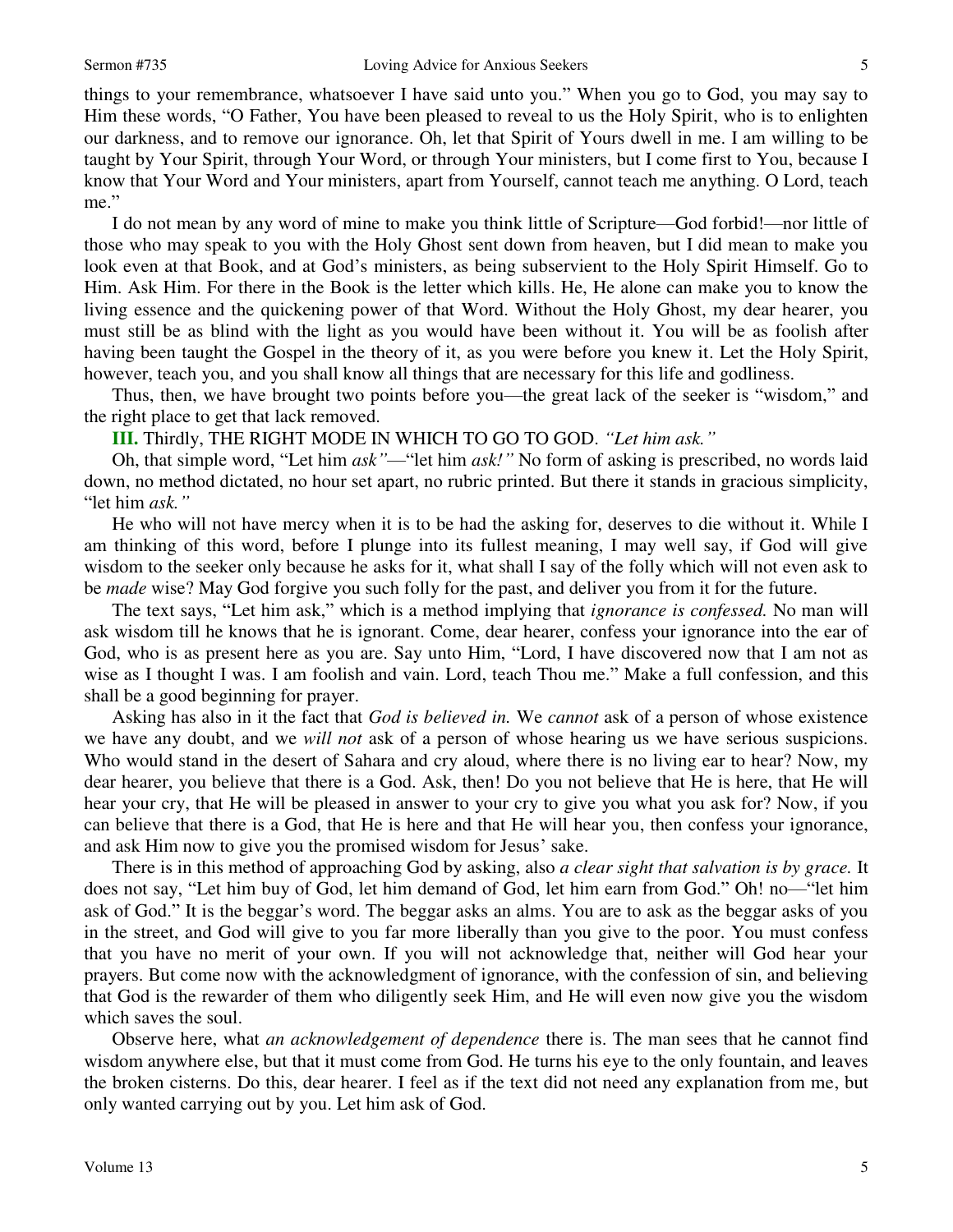things to your remembrance, whatsoever I have said unto you." When you go to God, you may say to Him these words, "O Father, You have been pleased to reveal to us the Holy Spirit, who is to enlighten our darkness, and to remove our ignorance. Oh, let that Spirit of Yours dwell in me. I am willing to be taught by Your Spirit, through Your Word, or through Your ministers, but I come first to You, because I know that Your Word and Your ministers, apart from Yourself, cannot teach me anything. O Lord, teach me."

I do not mean by any word of mine to make you think little of Scripture—God forbid!—nor little of those who may speak to you with the Holy Ghost sent down from heaven, but I did mean to make you look even at that Book, and at God's ministers, as being subservient to the Holy Spirit Himself. Go to Him. Ask Him. For there in the Book is the letter which kills. He, He alone can make you to know the living essence and the quickening power of that Word. Without the Holy Ghost, my dear hearer, you must still be as blind with the light as you would have been without it. You will be as foolish after having been taught the Gospel in the theory of it, as you were before you knew it. Let the Holy Spirit, however, teach you, and you shall know all things that are necessary for this life and godliness.

Thus, then, we have brought two points before you—the great lack of the seeker is "wisdom," and the right place to get that lack removed.

**III.** Thirdly, THE RIGHT MODE IN WHICH TO GO TO GOD. *"Let him ask."*

Oh, that simple word, "Let him *ask"*—"let him *ask!"* No form of asking is prescribed, no words laid down, no method dictated, no hour set apart, no rubric printed. But there it stands in gracious simplicity, "let him *ask."*

He who will not have mercy when it is to be had the asking for, deserves to die without it. While I am thinking of this word, before I plunge into its fullest meaning, I may well say, if God will give wisdom to the seeker only because he asks for it, what shall I say of the folly which will not even ask to be *made* wise? May God forgive you such folly for the past, and deliver you from it for the future.

The text says, "Let him ask," which is a method implying that *ignorance is confessed.* No man will ask wisdom till he knows that he is ignorant. Come, dear hearer, confess your ignorance into the ear of God, who is as present here as you are. Say unto Him, "Lord, I have discovered now that I am not as wise as I thought I was. I am foolish and vain. Lord, teach Thou me." Make a full confession, and this shall be a good beginning for prayer.

Asking has also in it the fact that *God is believed in.* We *cannot* ask of a person of whose existence we have any doubt, and we *will not* ask of a person of whose hearing us we have serious suspicions. Who would stand in the desert of Sahara and cry aloud, where there is no living ear to hear? Now, my dear hearer, you believe that there is a God. Ask, then! Do you not believe that He is here, that He will hear your cry, that He will be pleased in answer to your cry to give you what you ask for? Now, if you can believe that there is a God, that He is here and that He will hear you, then confess your ignorance, and ask Him now to give you the promised wisdom for Jesus' sake.

There is in this method of approaching God by asking, also *a clear sight that salvation is by grace.* It does not say, "Let him buy of God, let him demand of God, let him earn from God." Oh! no—"let him ask of God." It is the beggar's word. The beggar asks an alms. You are to ask as the beggar asks of you in the street, and God will give to you far more liberally than you give to the poor. You must confess that you have no merit of your own. If you will not acknowledge that, neither will God hear your prayers. But come now with the acknowledgment of ignorance, with the confession of sin, and believing that God is the rewarder of them who diligently seek Him, and He will even now give you the wisdom which saves the soul.

Observe here, what *an acknowledgement of dependence* there is. The man sees that he cannot find wisdom anywhere else, but that it must come from God. He turns his eye to the only fountain, and leaves the broken cisterns. Do this, dear hearer. I feel as if the text did not need any explanation from me, but only wanted carrying out by you. Let him ask of God.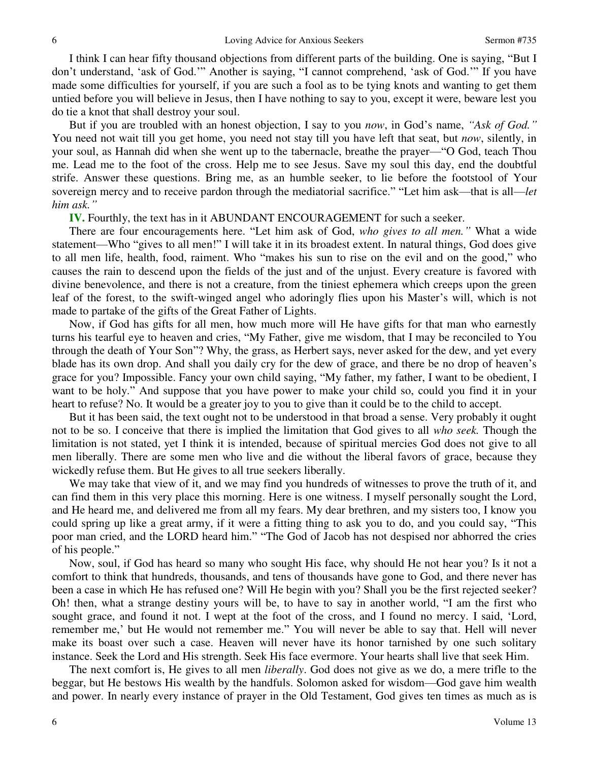I think I can hear fifty thousand objections from different parts of the building. One is saying, "But I don't understand, 'ask of God.'" Another is saying, "I cannot comprehend, 'ask of God.'" If you have made some difficulties for yourself, if you are such a fool as to be tying knots and wanting to get them untied before you will believe in Jesus, then I have nothing to say to you, except it were, beware lest you do tie a knot that shall destroy your soul.

But if you are troubled with an honest objection, I say to you *now*, in God's name, *"Ask of God."* You need not wait till you get home, you need not stay till you have left that seat, but *now*, silently, in your soul, as Hannah did when she went up to the tabernacle, breathe the prayer—"O God, teach Thou me. Lead me to the foot of the cross. Help me to see Jesus. Save my soul this day, end the doubtful strife. Answer these questions. Bring me, as an humble seeker, to lie before the footstool of Your sovereign mercy and to receive pardon through the mediatorial sacrifice." "Let him ask—that is all—*let him ask."*

**IV.** Fourthly, the text has in it ABUNDANT ENCOURAGEMENT for such a seeker.

There are four encouragements here. "Let him ask of God, *who gives to all men."* What a wide statement—Who "gives to all men!" I will take it in its broadest extent. In natural things, God does give to all men life, health, food, raiment. Who "makes his sun to rise on the evil and on the good," who causes the rain to descend upon the fields of the just and of the unjust. Every creature is favored with divine benevolence, and there is not a creature, from the tiniest ephemera which creeps upon the green leaf of the forest, to the swift-winged angel who adoringly flies upon his Master's will, which is not made to partake of the gifts of the Great Father of Lights.

Now, if God has gifts for all men, how much more will He have gifts for that man who earnestly turns his tearful eye to heaven and cries, "My Father, give me wisdom, that I may be reconciled to You through the death of Your Son"? Why, the grass, as Herbert says, never asked for the dew, and yet every blade has its own drop. And shall you daily cry for the dew of grace, and there be no drop of heaven's grace for you? Impossible. Fancy your own child saying, "My father, my father, I want to be obedient, I want to be holy." And suppose that you have power to make your child so, could you find it in your heart to refuse? No. It would be a greater joy to you to give than it could be to the child to accept.

But it has been said, the text ought not to be understood in that broad a sense. Very probably it ought not to be so. I conceive that there is implied the limitation that God gives to all *who seek.* Though the limitation is not stated, yet I think it is intended, because of spiritual mercies God does not give to all men liberally. There are some men who live and die without the liberal favors of grace, because they wickedly refuse them. But He gives to all true seekers liberally.

We may take that view of it, and we may find you hundreds of witnesses to prove the truth of it, and can find them in this very place this morning. Here is one witness. I myself personally sought the Lord, and He heard me, and delivered me from all my fears. My dear brethren, and my sisters too, I know you could spring up like a great army, if it were a fitting thing to ask you to do, and you could say, "This poor man cried, and the LORD heard him." "The God of Jacob has not despised nor abhorred the cries of his people."

Now, soul, if God has heard so many who sought His face, why should He not hear you? Is it not a comfort to think that hundreds, thousands, and tens of thousands have gone to God, and there never has been a case in which He has refused one? Will He begin with you? Shall you be the first rejected seeker? Oh! then, what a strange destiny yours will be, to have to say in another world, "I am the first who sought grace, and found it not. I wept at the foot of the cross, and I found no mercy. I said, 'Lord, remember me,' but He would not remember me." You will never be able to say that. Hell will never make its boast over such a case. Heaven will never have its honor tarnished by one such solitary instance. Seek the Lord and His strength. Seek His face evermore. Your hearts shall live that seek Him.

The next comfort is, He gives to all men *liberally*. God does not give as we do, a mere trifle to the beggar, but He bestows His wealth by the handfuls. Solomon asked for wisdom—God gave him wealth and power. In nearly every instance of prayer in the Old Testament, God gives ten times as much as is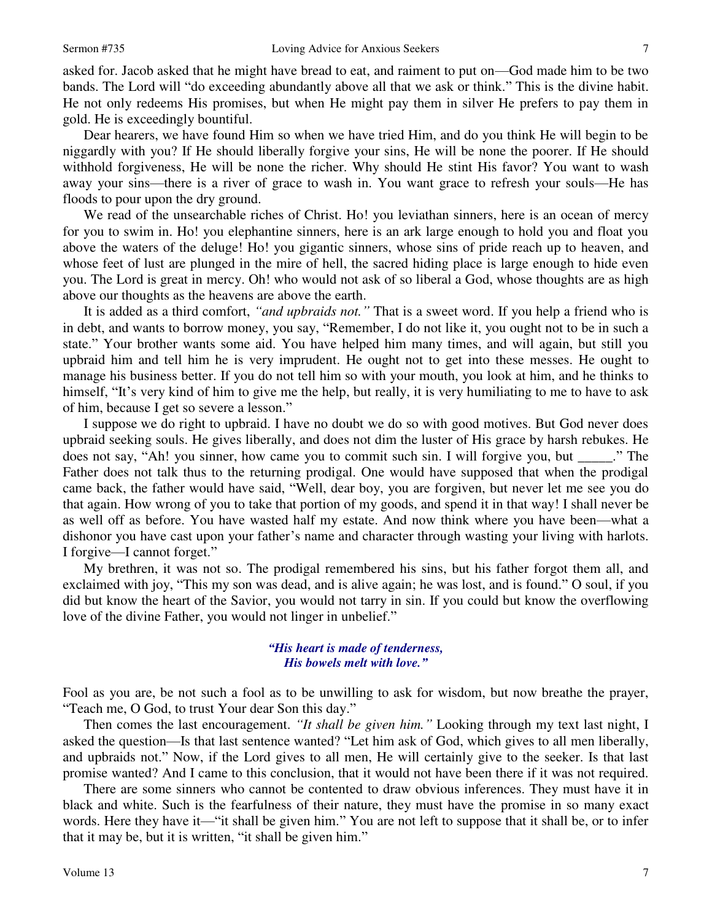asked for. Jacob asked that he might have bread to eat, and raiment to put on—God made him to be two bands. The Lord will "do exceeding abundantly above all that we ask or think." This is the divine habit. He not only redeems His promises, but when He might pay them in silver He prefers to pay them in gold. He is exceedingly bountiful.

Dear hearers, we have found Him so when we have tried Him, and do you think He will begin to be niggardly with you? If He should liberally forgive your sins, He will be none the poorer. If He should withhold forgiveness, He will be none the richer. Why should He stint His favor? You want to wash away your sins—there is a river of grace to wash in. You want grace to refresh your souls—He has floods to pour upon the dry ground.

We read of the unsearchable riches of Christ. Ho! you leviathan sinners, here is an ocean of mercy for you to swim in. Ho! you elephantine sinners, here is an ark large enough to hold you and float you above the waters of the deluge! Ho! you gigantic sinners, whose sins of pride reach up to heaven, and whose feet of lust are plunged in the mire of hell, the sacred hiding place is large enough to hide even you. The Lord is great in mercy. Oh! who would not ask of so liberal a God, whose thoughts are as high above our thoughts as the heavens are above the earth.

It is added as a third comfort, *"and upbraids not."* That is a sweet word. If you help a friend who is in debt, and wants to borrow money, you say, "Remember, I do not like it, you ought not to be in such a state." Your brother wants some aid. You have helped him many times, and will again, but still you upbraid him and tell him he is very imprudent. He ought not to get into these messes. He ought to manage his business better. If you do not tell him so with your mouth, you look at him, and he thinks to himself, "It's very kind of him to give me the help, but really, it is very humiliating to me to have to ask of him, because I get so severe a lesson."

I suppose we do right to upbraid. I have no doubt we do so with good motives. But God never does upbraid seeking souls. He gives liberally, and does not dim the luster of His grace by harsh rebukes. He does not say, "Ah! you sinner, how came you to commit such sin. I will forgive you, but _____." The Father does not talk thus to the returning prodigal. One would have supposed that when the prodigal came back, the father would have said, "Well, dear boy, you are forgiven, but never let me see you do that again. How wrong of you to take that portion of my goods, and spend it in that way! I shall never be as well off as before. You have wasted half my estate. And now think where you have been—what a dishonor you have cast upon your father's name and character through wasting your living with harlots. I forgive—I cannot forget."

My brethren, it was not so. The prodigal remembered his sins, but his father forgot them all, and exclaimed with joy, "This my son was dead, and is alive again; he was lost, and is found." O soul, if you did but know the heart of the Savior, you would not tarry in sin. If you could but know the overflowing love of the divine Father, you would not linger in unbelief."

> ***"His heart is made of tenderness,***
> ***His bowels melt with love."***

Fool as you are, be not such a fool as to be unwilling to ask for wisdom, but now breathe the prayer, "Teach me, O God, to trust Your dear Son this day."

Then comes the last encouragement. *"It shall be given him."* Looking through my text last night, I asked the question—Is that last sentence wanted? "Let him ask of God, which gives to all men liberally, and upbraids not." Now, if the Lord gives to all men, He will certainly give to the seeker. Is that last promise wanted? And I came to this conclusion, that it would not have been there if it was not required.

There are some sinners who cannot be contented to draw obvious inferences. They must have it in black and white. Such is the fearfulness of their nature, they must have the promise in so many exact words. Here they have it—"it shall be given him." You are not left to suppose that it shall be, or to infer that it may be, but it is written, "it shall be given him."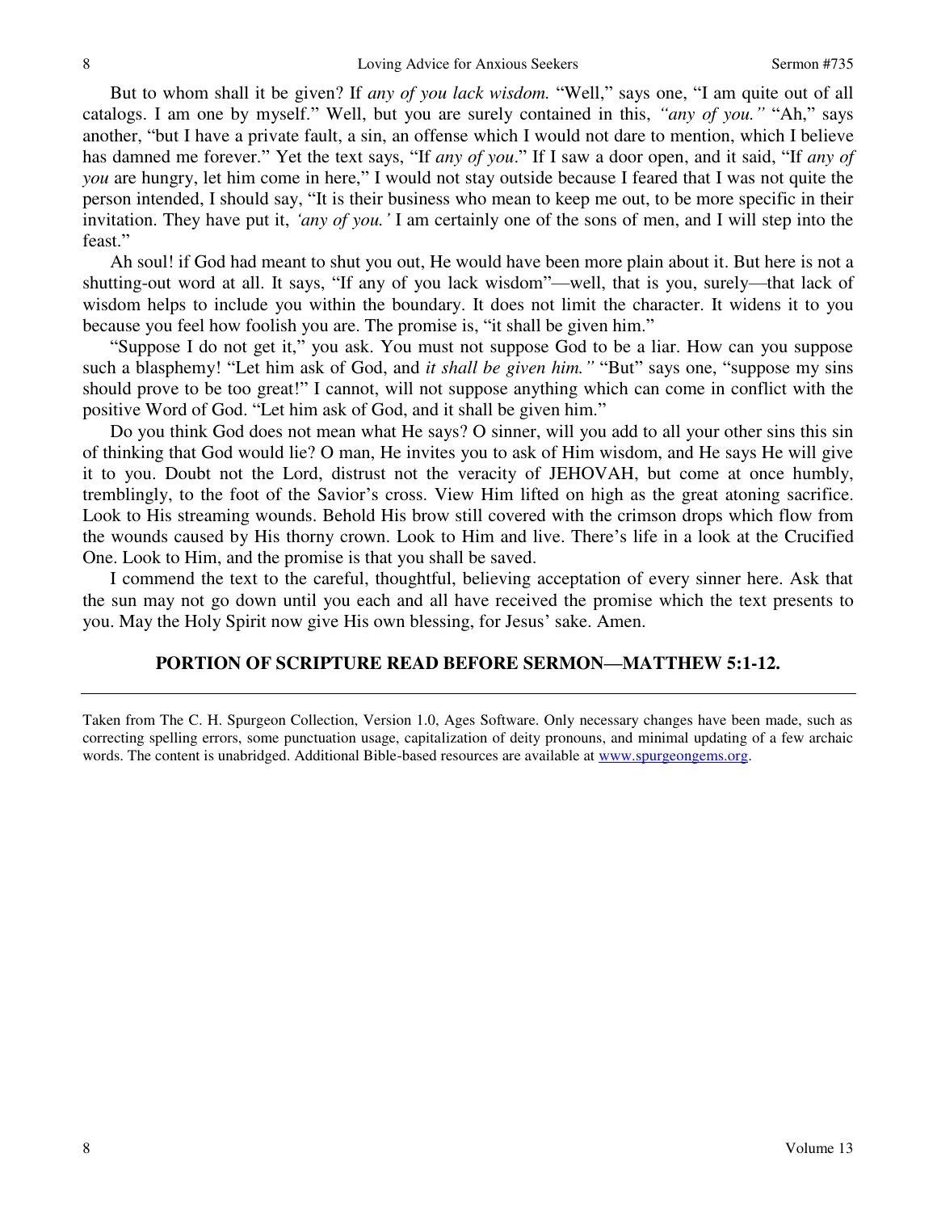But to whom shall it be given? If *any of you lack wisdom.* "Well," says one, "I am quite out of all catalogs. I am one by myself." Well, but you are surely contained in this, *"any of you."* "Ah," says another, "but I have a private fault, a sin, an offense which I would not dare to mention, which I believe has damned me forever." Yet the text says, "If *any of you*." If I saw a door open, and it said, "If *any of you* are hungry, let him come in here," I would not stay outside because I feared that I was not quite the person intended, I should say, "It is their business who mean to keep me out, to be more specific in their invitation. They have put it, *'any of you.'* I am certainly one of the sons of men, and I will step into the feast."

Ah soul! if God had meant to shut you out, He would have been more plain about it. But here is not a shutting-out word at all. It says, "If any of you lack wisdom"—well, that is you, surely—that lack of wisdom helps to include you within the boundary. It does not limit the character. It widens it to you because you feel how foolish you are. The promise is, "it shall be given him."

"Suppose I do not get it," you ask. You must not suppose God to be a liar. How can you suppose such a blasphemy! "Let him ask of God, and *it shall be given him."* "But" says one, "suppose my sins should prove to be too great!" I cannot, will not suppose anything which can come in conflict with the positive Word of God. "Let him ask of God, and it shall be given him."

Do you think God does not mean what He says? O sinner, will you add to all your other sins this sin of thinking that God would lie? O man, He invites you to ask of Him wisdom, and He says He will give it to you. Doubt not the Lord, distrust not the veracity of JEHOVAH, but come at once humbly, tremblingly, to the foot of the Savior's cross. View Him lifted on high as the great atoning sacrifice. Look to His streaming wounds. Behold His brow still covered with the crimson drops which flow from the wounds caused by His thorny crown. Look to Him and live. There's life in a look at the Crucified One. Look to Him, and the promise is that you shall be saved.

I commend the text to the careful, thoughtful, believing acceptation of every sinner here. Ask that the sun may not go down until you each and all have received the promise which the text presents to you. May the Holy Spirit now give His own blessing, for Jesus' sake. Amen.

## PORTION OF SCRIPTURE READ BEFORE SERMON—MATTHEW 5:1-12.

---

Taken from The C. H. Spurgeon Collection, Version 1.0, Ages Software. Only necessary changes have been made, such as correcting spelling errors, some punctuation usage, capitalization of deity pronouns, and minimal updating of a few archaic words. The content is unabridged. Additional Bible-based resources are available at www.spurgeongems.org.